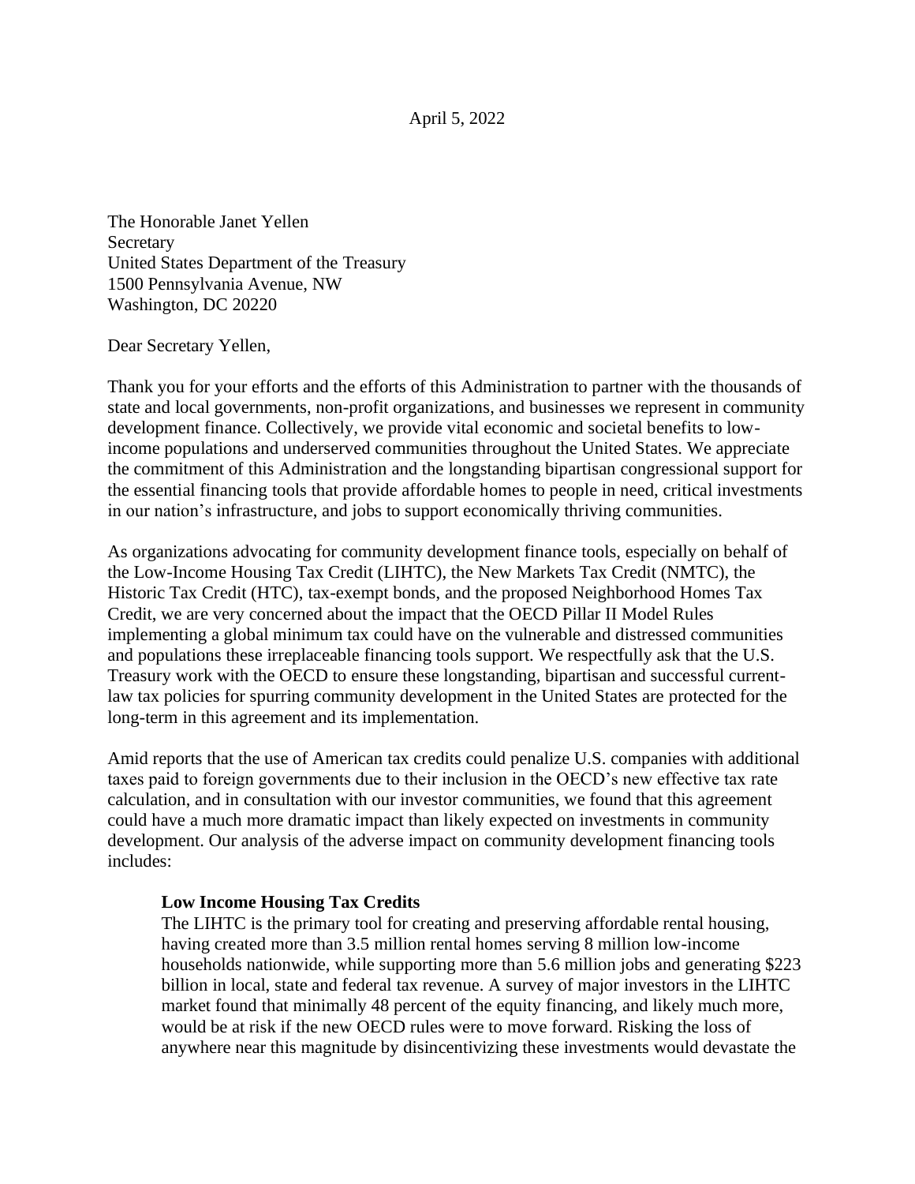April 5, 2022

The Honorable Janet Yellen
Secretary
United States Department of the Treasury
1500 Pennsylvania Avenue, NW
Washington, DC 20220

Dear Secretary Yellen,

Thank you for your efforts and the efforts of this Administration to partner with the thousands of state and local governments, non-profit organizations, and businesses we represent in community development finance. Collectively, we provide vital economic and societal benefits to low-income populations and underserved communities throughout the United States. We appreciate the commitment of this Administration and the longstanding bipartisan congressional support for the essential financing tools that provide affordable homes to people in need, critical investments in our nation's infrastructure, and jobs to support economically thriving communities.

As organizations advocating for community development finance tools, especially on behalf of the Low-Income Housing Tax Credit (LIHTC), the New Markets Tax Credit (NMTC), the Historic Tax Credit (HTC), tax-exempt bonds, and the proposed Neighborhood Homes Tax Credit, we are very concerned about the impact that the OECD Pillar II Model Rules implementing a global minimum tax could have on the vulnerable and distressed communities and populations these irreplaceable financing tools support. We respectfully ask that the U.S. Treasury work with the OECD to ensure these longstanding, bipartisan and successful current-law tax policies for spurring community development in the United States are protected for the long-term in this agreement and its implementation.

Amid reports that the use of American tax credits could penalize U.S. companies with additional taxes paid to foreign governments due to their inclusion in the OECD's new effective tax rate calculation, and in consultation with our investor communities, we found that this agreement could have a much more dramatic impact than likely expected on investments in community development. Our analysis of the adverse impact on community development financing tools includes:

> **Low Income Housing Tax Credits**
>
> The LIHTC is the primary tool for creating and preserving affordable rental housing, having created more than 3.5 million rental homes serving 8 million low-income households nationwide, while supporting more than 5.6 million jobs and generating $223 billion in local, state and federal tax revenue. A survey of major investors in the LIHTC market found that minimally 48 percent of the equity financing, and likely much more, would be at risk if the new OECD rules were to move forward. Risking the loss of anywhere near this magnitude by disincentivizing these investments would devastate the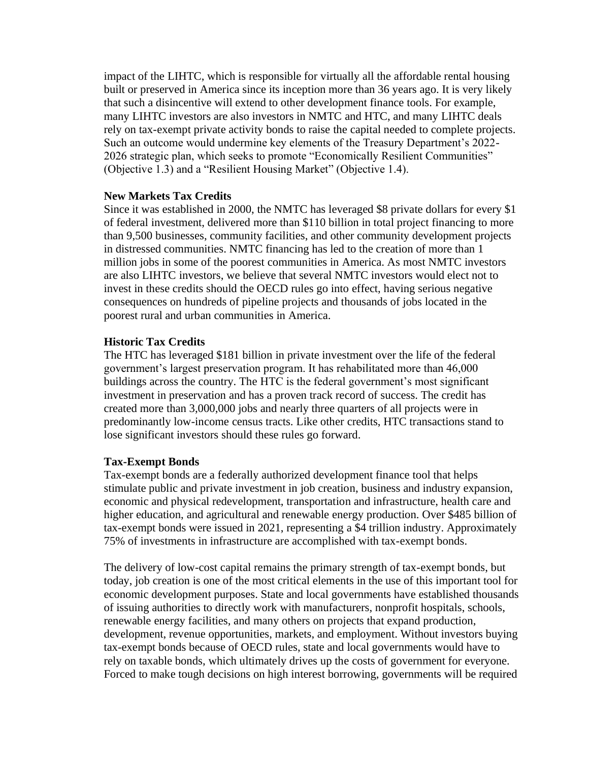impact of the LIHTC, which is responsible for virtually all the affordable rental housing built or preserved in America since its inception more than 36 years ago. It is very likely that such a disincentive will extend to other development finance tools. For example, many LIHTC investors are also investors in NMTC and HTC, and many LIHTC deals rely on tax-exempt private activity bonds to raise the capital needed to complete projects. Such an outcome would undermine key elements of the Treasury Department's 2022-2026 strategic plan, which seeks to promote "Economically Resilient Communities" (Objective 1.3) and a "Resilient Housing Market" (Objective 1.4).

**New Markets Tax Credits**

Since it was established in 2000, the NMTC has leveraged \$8 private dollars for every \$1 of federal investment, delivered more than \$110 billion in total project financing to more than 9,500 businesses, community facilities, and other community development projects in distressed communities. NMTC financing has led to the creation of more than 1 million jobs in some of the poorest communities in America. As most NMTC investors are also LIHTC investors, we believe that several NMTC investors would elect not to invest in these credits should the OECD rules go into effect, having serious negative consequences on hundreds of pipeline projects and thousands of jobs located in the poorest rural and urban communities in America.

**Historic Tax Credits**

The HTC has leveraged \$181 billion in private investment over the life of the federal government's largest preservation program. It has rehabilitated more than 46,000 buildings across the country. The HTC is the federal government's most significant investment in preservation and has a proven track record of success. The credit has created more than 3,000,000 jobs and nearly three quarters of all projects were in predominantly low-income census tracts. Like other credits, HTC transactions stand to lose significant investors should these rules go forward.

**Tax-Exempt Bonds**

Tax-exempt bonds are a federally authorized development finance tool that helps stimulate public and private investment in job creation, business and industry expansion, economic and physical redevelopment, transportation and infrastructure, health care and higher education, and agricultural and renewable energy production. Over \$485 billion of tax-exempt bonds were issued in 2021, representing a \$4 trillion industry. Approximately 75% of investments in infrastructure are accomplished with tax-exempt bonds.

The delivery of low-cost capital remains the primary strength of tax-exempt bonds, but today, job creation is one of the most critical elements in the use of this important tool for economic development purposes. State and local governments have established thousands of issuing authorities to directly work with manufacturers, nonprofit hospitals, schools, renewable energy facilities, and many others on projects that expand production, development, revenue opportunities, markets, and employment. Without investors buying tax-exempt bonds because of OECD rules, state and local governments would have to rely on taxable bonds, which ultimately drives up the costs of government for everyone. Forced to make tough decisions on high interest borrowing, governments will be required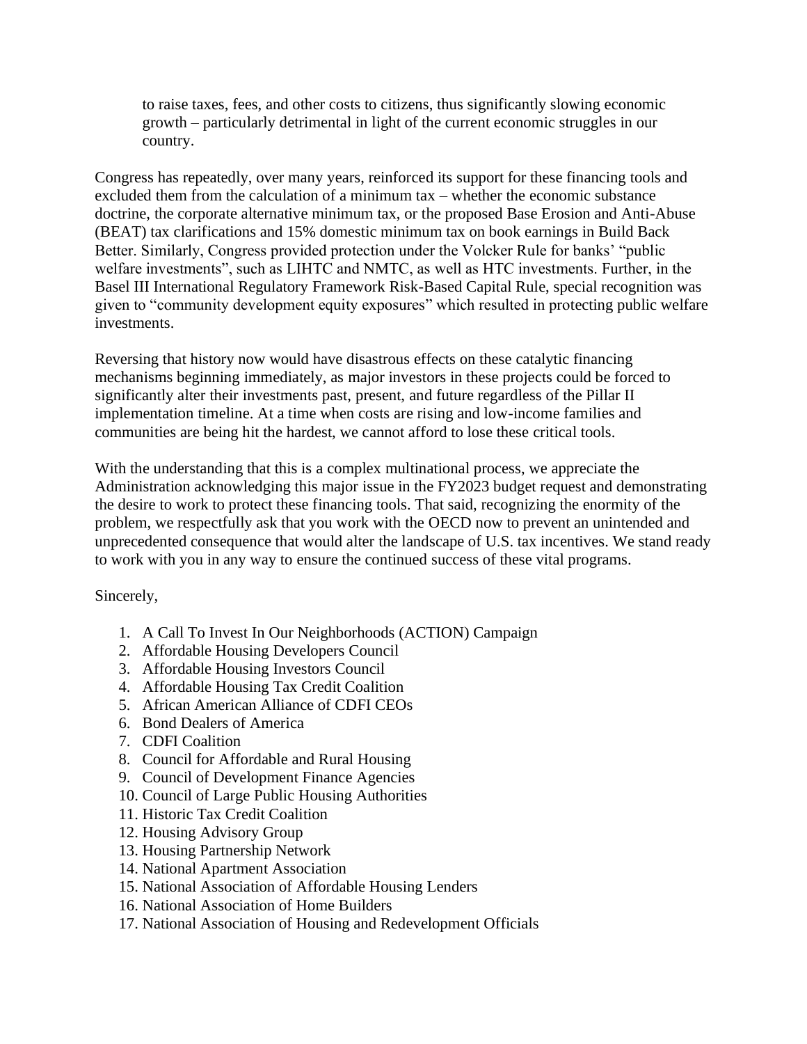to raise taxes, fees, and other costs to citizens, thus significantly slowing economic growth – particularly detrimental in light of the current economic struggles in our country.

Congress has repeatedly, over many years, reinforced its support for these financing tools and excluded them from the calculation of a minimum tax – whether the economic substance doctrine, the corporate alternative minimum tax, or the proposed Base Erosion and Anti-Abuse (BEAT) tax clarifications and 15% domestic minimum tax on book earnings in Build Back Better. Similarly, Congress provided protection under the Volcker Rule for banks' "public welfare investments", such as LIHTC and NMTC, as well as HTC investments. Further, in the Basel III International Regulatory Framework Risk-Based Capital Rule, special recognition was given to "community development equity exposures" which resulted in protecting public welfare investments.

Reversing that history now would have disastrous effects on these catalytic financing mechanisms beginning immediately, as major investors in these projects could be forced to significantly alter their investments past, present, and future regardless of the Pillar II implementation timeline. At a time when costs are rising and low-income families and communities are being hit the hardest, we cannot afford to lose these critical tools.

With the understanding that this is a complex multinational process, we appreciate the Administration acknowledging this major issue in the FY2023 budget request and demonstrating the desire to work to protect these financing tools. That said, recognizing the enormity of the problem, we respectfully ask that you work with the OECD now to prevent an unintended and unprecedented consequence that would alter the landscape of U.S. tax incentives. We stand ready to work with you in any way to ensure the continued success of these vital programs.

Sincerely,

1. A Call To Invest In Our Neighborhoods (ACTION) Campaign
2. Affordable Housing Developers Council
3. Affordable Housing Investors Council
4. Affordable Housing Tax Credit Coalition
5. African American Alliance of CDFI CEOs
6. Bond Dealers of America
7. CDFI Coalition
8. Council for Affordable and Rural Housing
9. Council of Development Finance Agencies
10. Council of Large Public Housing Authorities
11. Historic Tax Credit Coalition
12. Housing Advisory Group
13. Housing Partnership Network
14. National Apartment Association
15. National Association of Affordable Housing Lenders
16. National Association of Home Builders
17. National Association of Housing and Redevelopment Officials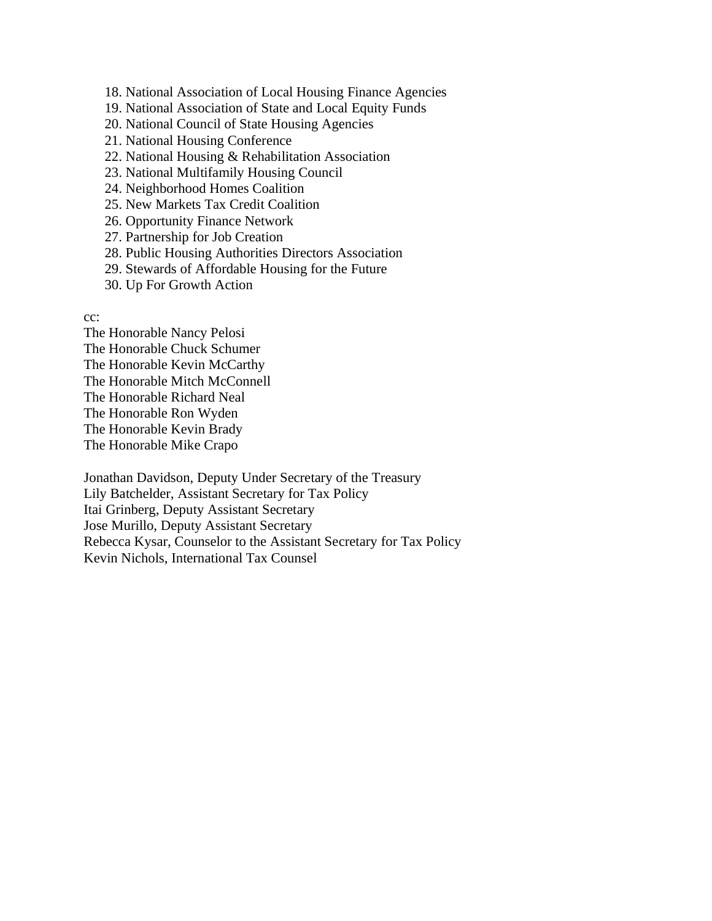18. National Association of Local Housing Finance Agencies
19. National Association of State and Local Equity Funds
20. National Council of State Housing Agencies
21. National Housing Conference
22. National Housing & Rehabilitation Association
23. National Multifamily Housing Council
24. Neighborhood Homes Coalition
25. New Markets Tax Credit Coalition
26. Opportunity Finance Network
27. Partnership for Job Creation
28. Public Housing Authorities Directors Association
29. Stewards of Affordable Housing for the Future
30. Up For Growth Action

cc:
The Honorable Nancy Pelosi
The Honorable Chuck Schumer
The Honorable Kevin McCarthy
The Honorable Mitch McConnell
The Honorable Richard Neal
The Honorable Ron Wyden
The Honorable Kevin Brady
The Honorable Mike Crapo

Jonathan Davidson, Deputy Under Secretary of the Treasury
Lily Batchelder, Assistant Secretary for Tax Policy
Itai Grinberg, Deputy Assistant Secretary
Jose Murillo, Deputy Assistant Secretary
Rebecca Kysar, Counselor to the Assistant Secretary for Tax Policy
Kevin Nichols, International Tax Counsel